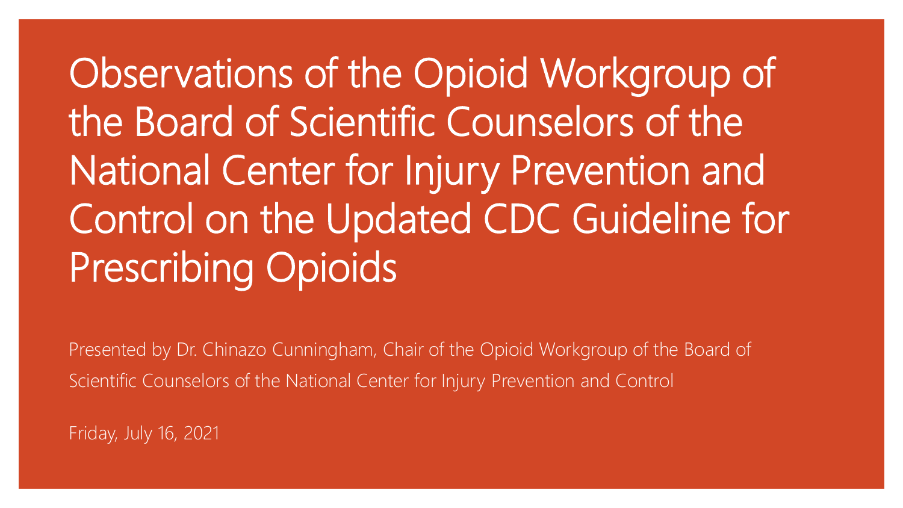# Observations of the Opioid Workgroup of the Board of Scientific Counselors of the National Center for Injury Prevention and Control on the Updated CDC Guideline for Prescribing Opioids

Presented by Dr. Chinazo Cunningham, Chair of the Opioid Workgroup of the Board of Scientific Counselors of the National Center for Injury Prevention and Control

Friday, July 16, 2021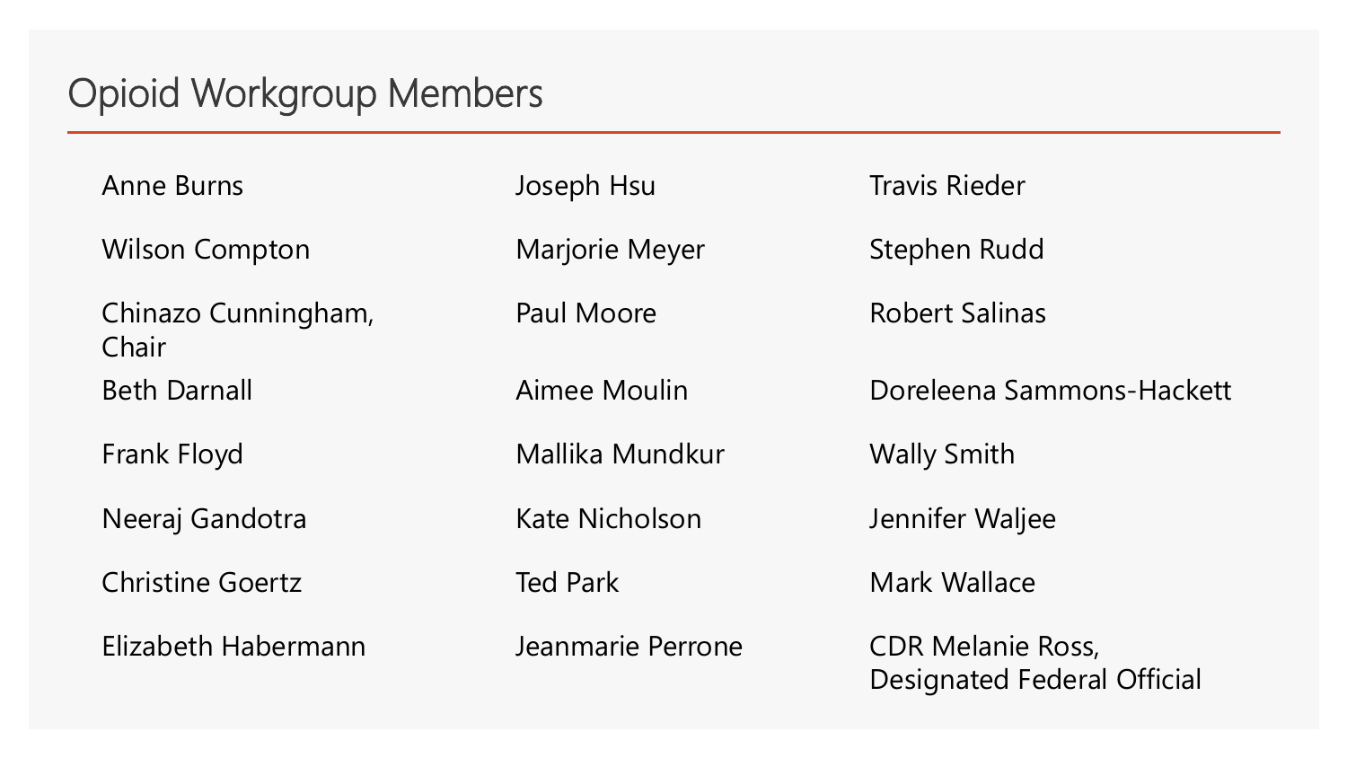# Opioid Workgroup Members

- Anne Burns
- Wilson Compton
- Chinazo Cunningham, Chair
- Beth Darnall
- Frank Floyd
- Neeraj Gandotra
- Christine Goertz
- Elizabeth Habermann
- Joseph Hsu
- Marjorie Meyer
- Paul Moore
- Aimee Moulin
- Mallika Mundkur
- Kate Nicholson
- Ted Park
- Jeanmarie Perrone
- Travis Rieder
- Stephen Rudd
- Robert Salinas
- Doreleena Sammons-Hackett
- Wally Smith
- Jennifer Waljee
- Mark Wallace
- CDR Melanie Ross, Designated Federal Official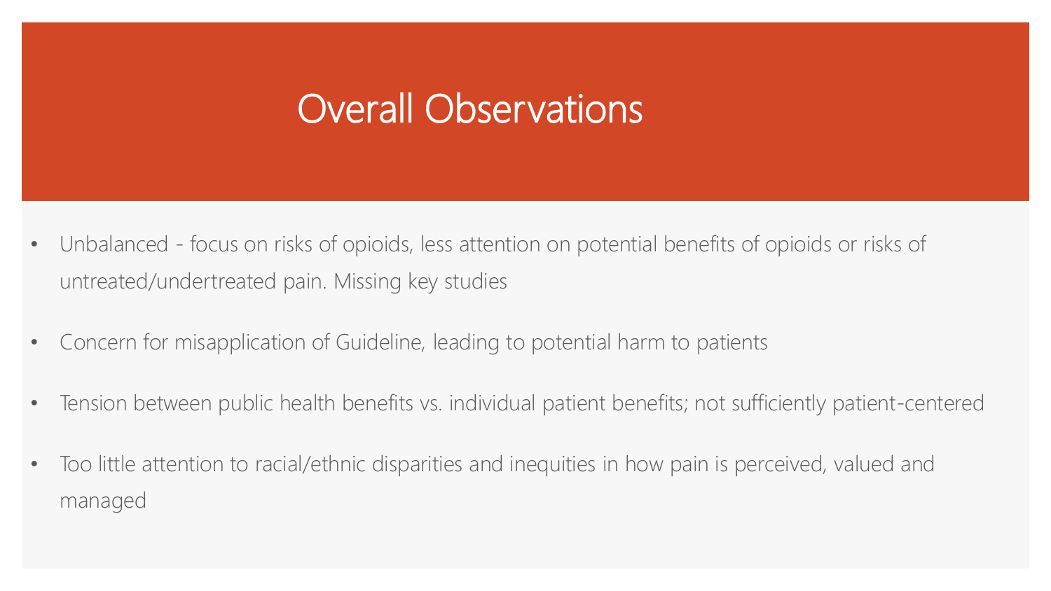# Overall Observations

- Unbalanced - focus on risks of opioids, less attention on potential benefits of opioids or risks of untreated/undertreated pain. Missing key studies
- Concern for misapplication of Guideline, leading to potential harm to patients
- Tension between public health benefits vs. individual patient benefits; not sufficiently patient-centered
- Too little attention to racial/ethnic disparities and inequities in how pain is perceived, valued and managed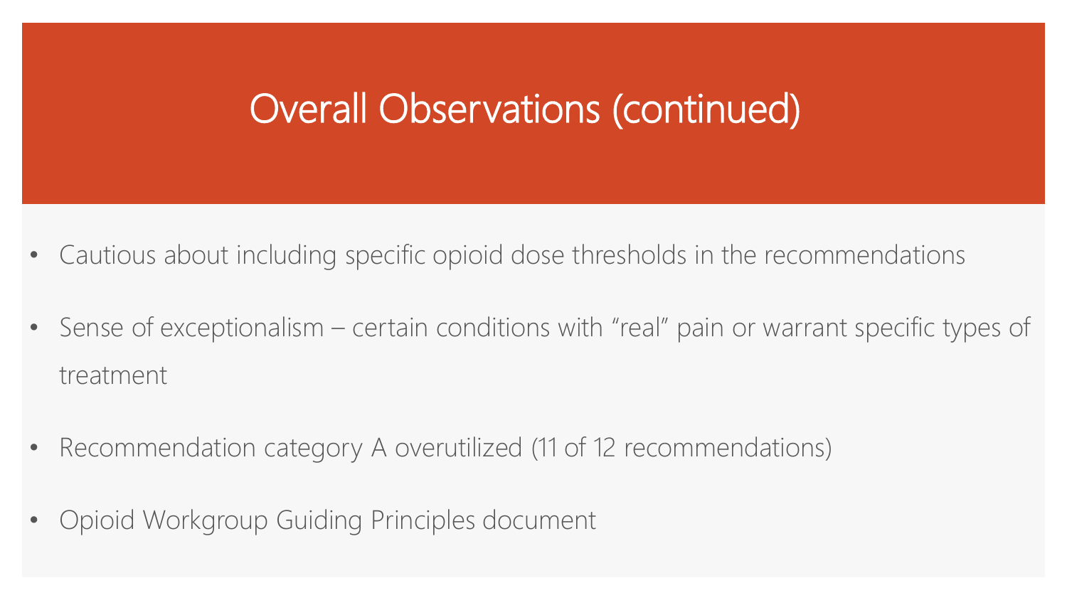# Overall Observations (continued)

- Cautious about including specific opioid dose thresholds in the recommendations
- Sense of exceptionalism – certain conditions with "real" pain or warrant specific types of treatment
- Recommendation category A overutilized (11 of 12 recommendations)
- Opioid Workgroup Guiding Principles document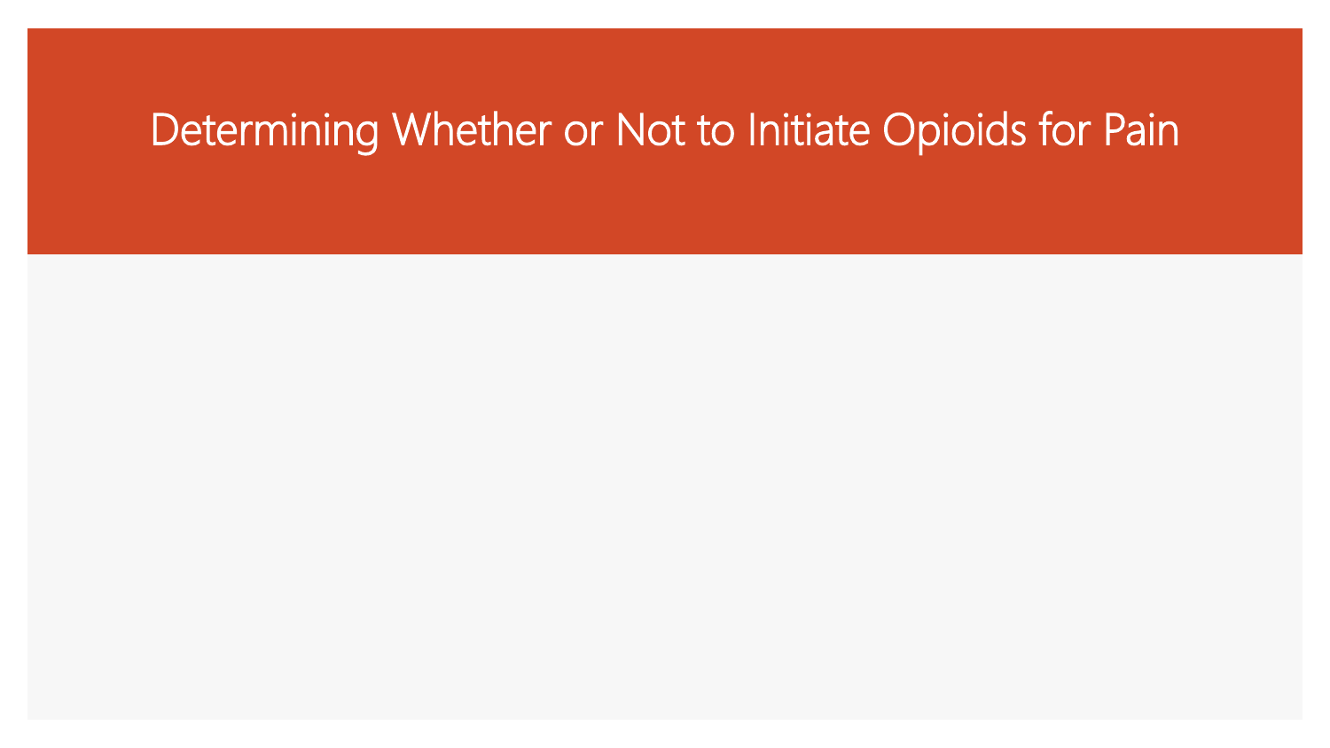# Determining Whether or Not to Initiate Opioids for Pain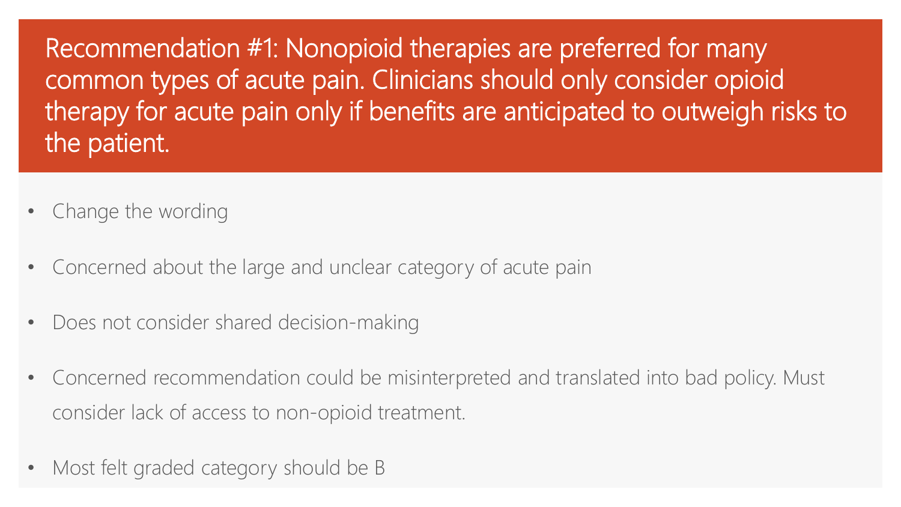## Recommendation #1: Nonopioid therapies are preferred for many common types of acute pain. Clinicians should only consider opioid therapy for acute pain only if benefits are anticipated to outweigh risks to the patient.

- Change the wording
- Concerned about the large and unclear category of acute pain
- Does not consider shared decision-making
- Concerned recommendation could be misinterpreted and translated into bad policy. Must consider lack of access to non-opioid treatment.
- Most felt graded category should be B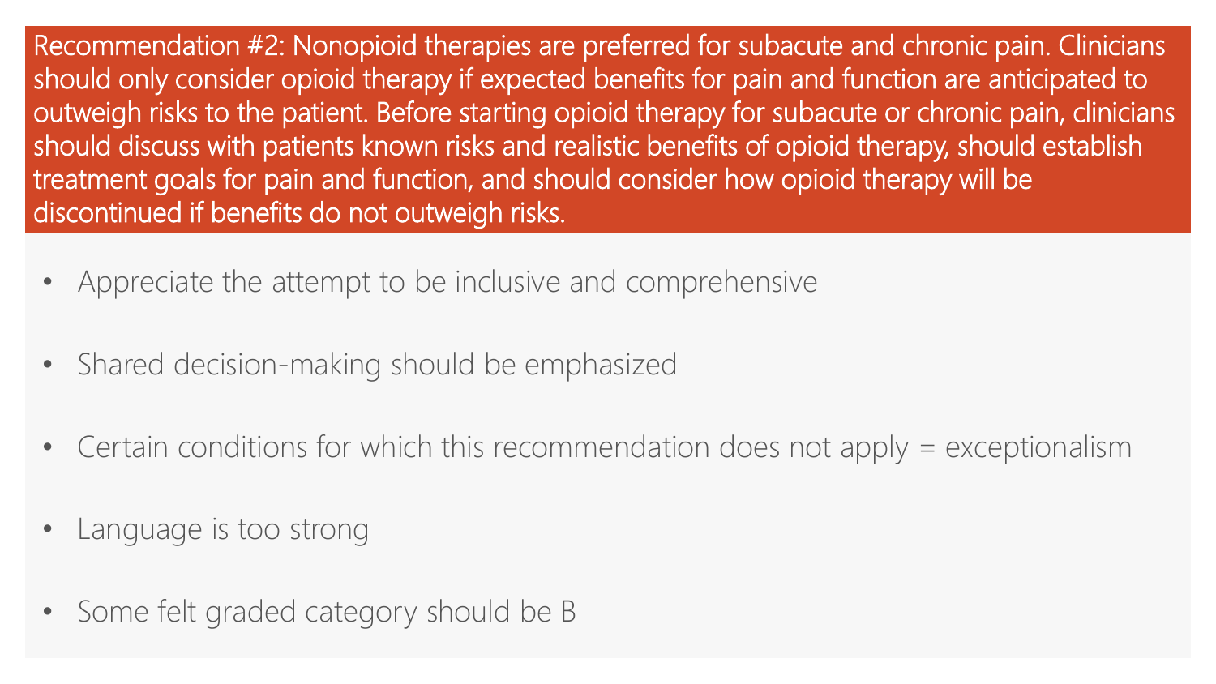**Recommendation #2: Nonopioid therapies are preferred for subacute and chronic pain. Clinicians should only consider opioid therapy if expected benefits for pain and function are anticipated to outweigh risks to the patient. Before starting opioid therapy for subacute or chronic pain, clinicians should discuss with patients known risks and realistic benefits of opioid therapy, should establish treatment goals for pain and function, and should consider how opioid therapy will be discontinued if benefits do not outweigh risks.**

- Appreciate the attempt to be inclusive and comprehensive
- Shared decision-making should be emphasized
- Certain conditions for which this recommendation does not apply = exceptionalism
- Language is too strong
- Some felt graded category should be B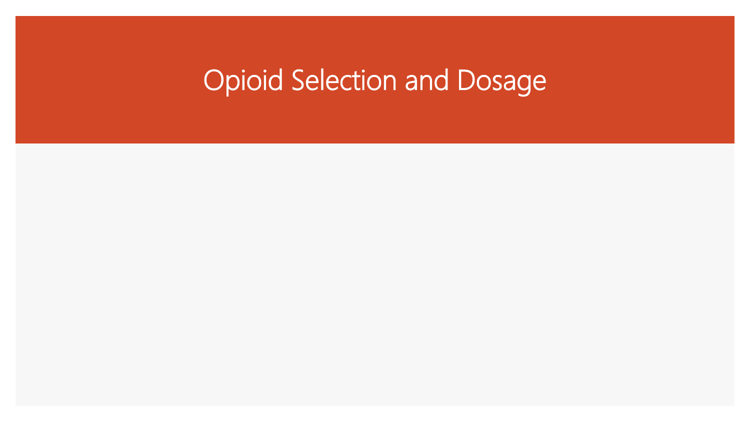# Opioid Selection and Dosage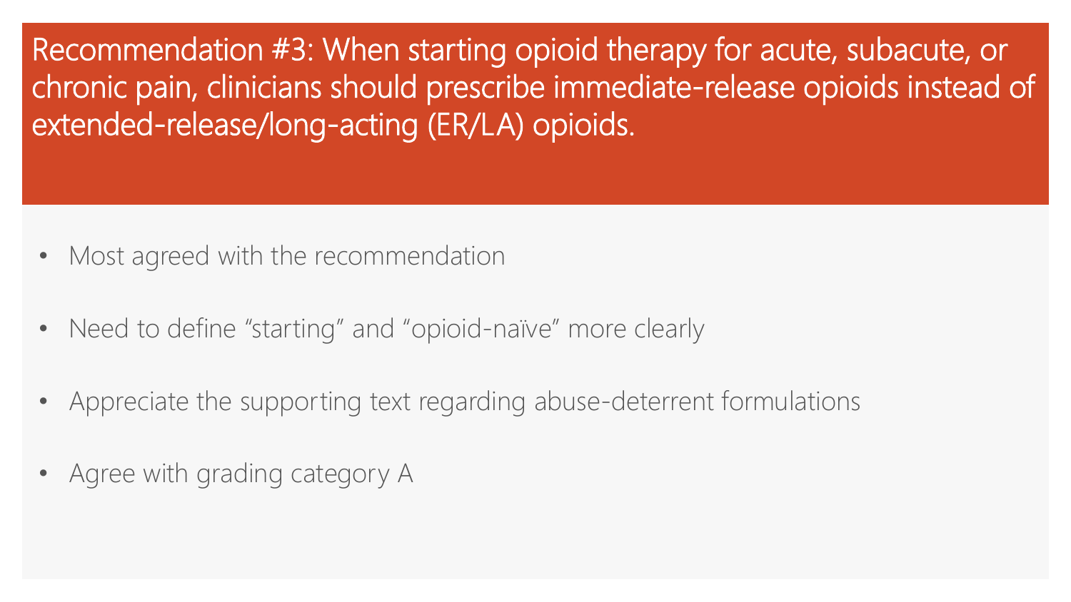# Recommendation #3: When starting opioid therapy for acute, subacute, or chronic pain, clinicians should prescribe immediate-release opioids instead of extended-release/long-acting (ER/LA) opioids.

- Most agreed with the recommendation
- Need to define “starting” and “opioid-naïve” more clearly
- Appreciate the supporting text regarding abuse-deterrent formulations
- Agree with grading category A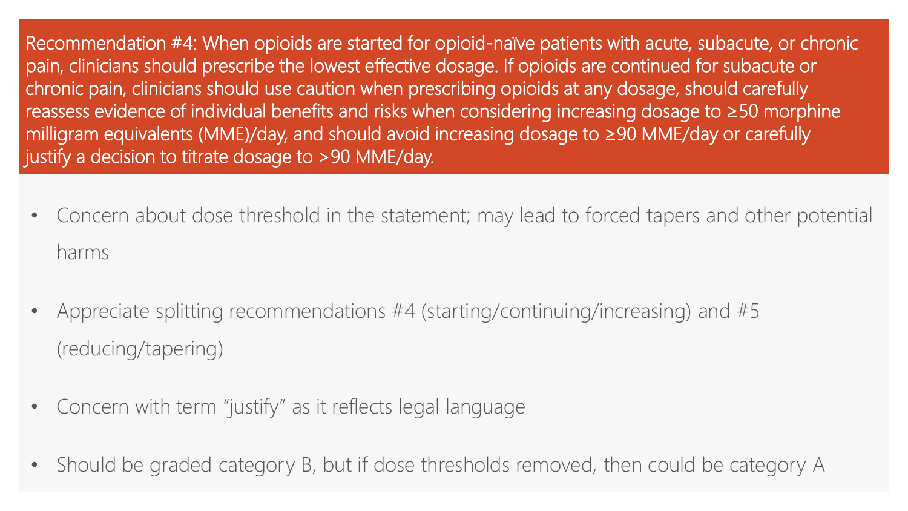**Recommendation #4: When opioids are started for opioid-naïve patients with acute, subacute, or chronic pain, clinicians should prescribe the lowest effective dosage. If opioids are continued for subacute or chronic pain, clinicians should use caution when prescribing opioids at any dosage, should carefully reassess evidence of individual benefits and risks when considering increasing dosage to ≥50 morphine milligram equivalents (MME)/day, and should avoid increasing dosage to ≥90 MME/day or carefully justify a decision to titrate dosage to >90 MME/day.**

- Concern about dose threshold in the statement; may lead to forced tapers and other potential harms
- Appreciate splitting recommendations #4 (starting/continuing/increasing) and #5 (reducing/tapering)
- Concern with term "justify" as it reflects legal language
- Should be graded category B, but if dose thresholds removed, then could be category A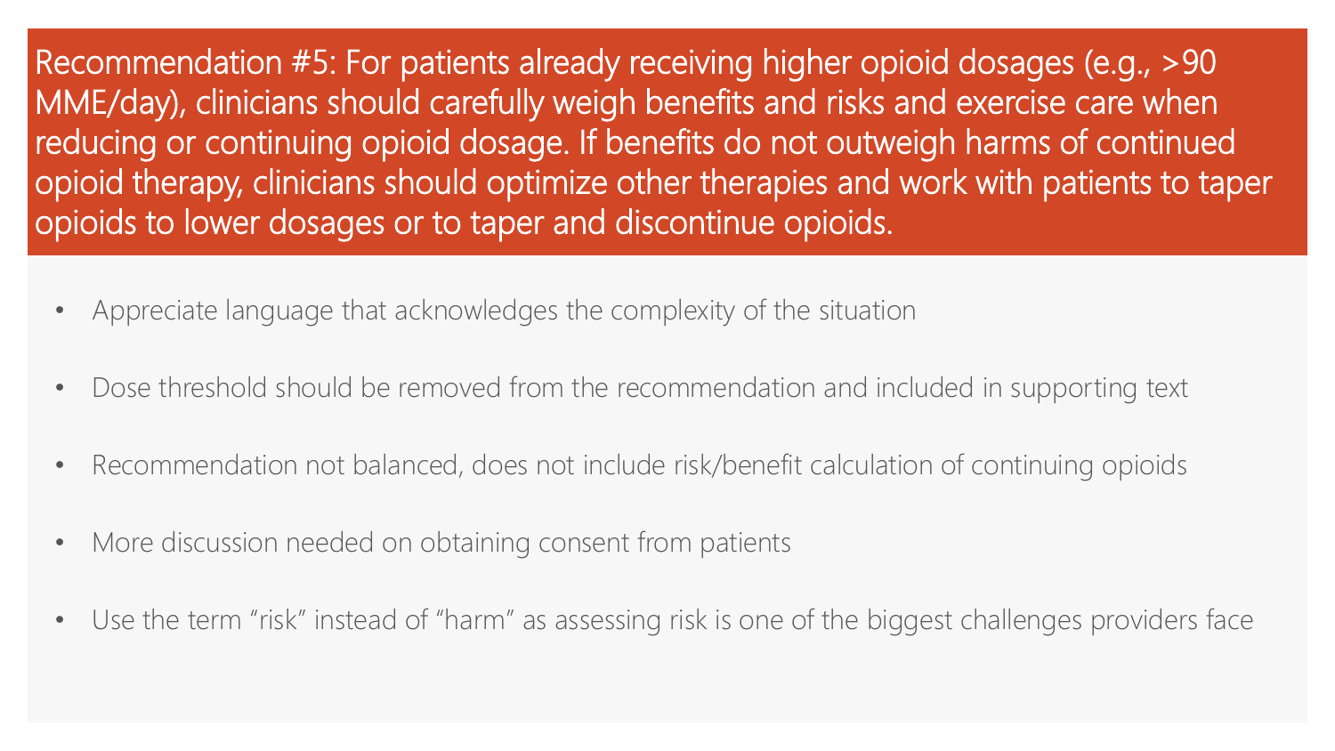## Recommendation #5: For patients already receiving higher opioid dosages (e.g., >90 MME/day), clinicians should carefully weigh benefits and risks and exercise care when reducing or continuing opioid dosage. If benefits do not outweigh harms of continued opioid therapy, clinicians should optimize other therapies and work with patients to taper opioids to lower dosages or to taper and discontinue opioids.

- Appreciate language that acknowledges the complexity of the situation
- Dose threshold should be removed from the recommendation and included in supporting text
- Recommendation not balanced, does not include risk/benefit calculation of continuing opioids
- More discussion needed on obtaining consent from patients
- Use the term "risk" instead of "harm" as assessing risk is one of the biggest challenges providers face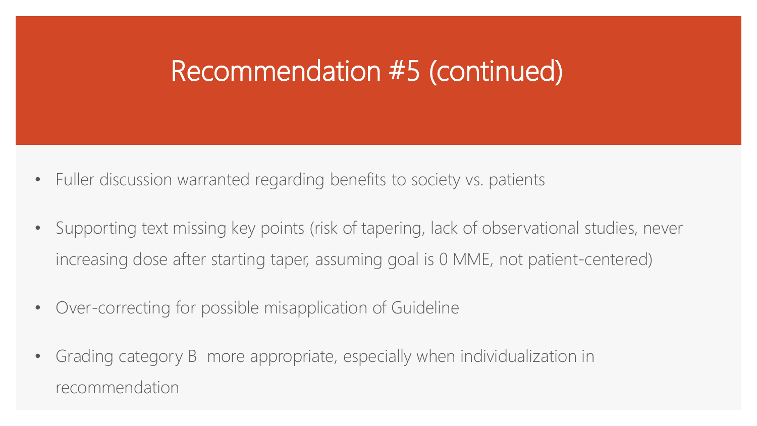# Recommendation #5 (continued)

- Fuller discussion warranted regarding benefits to society vs. patients
- Supporting text missing key points (risk of tapering, lack of observational studies, never increasing dose after starting taper, assuming goal is 0 MME, not patient-centered)
- Over-correcting for possible misapplication of Guideline
- Grading category B more appropriate, especially when individualization in recommendation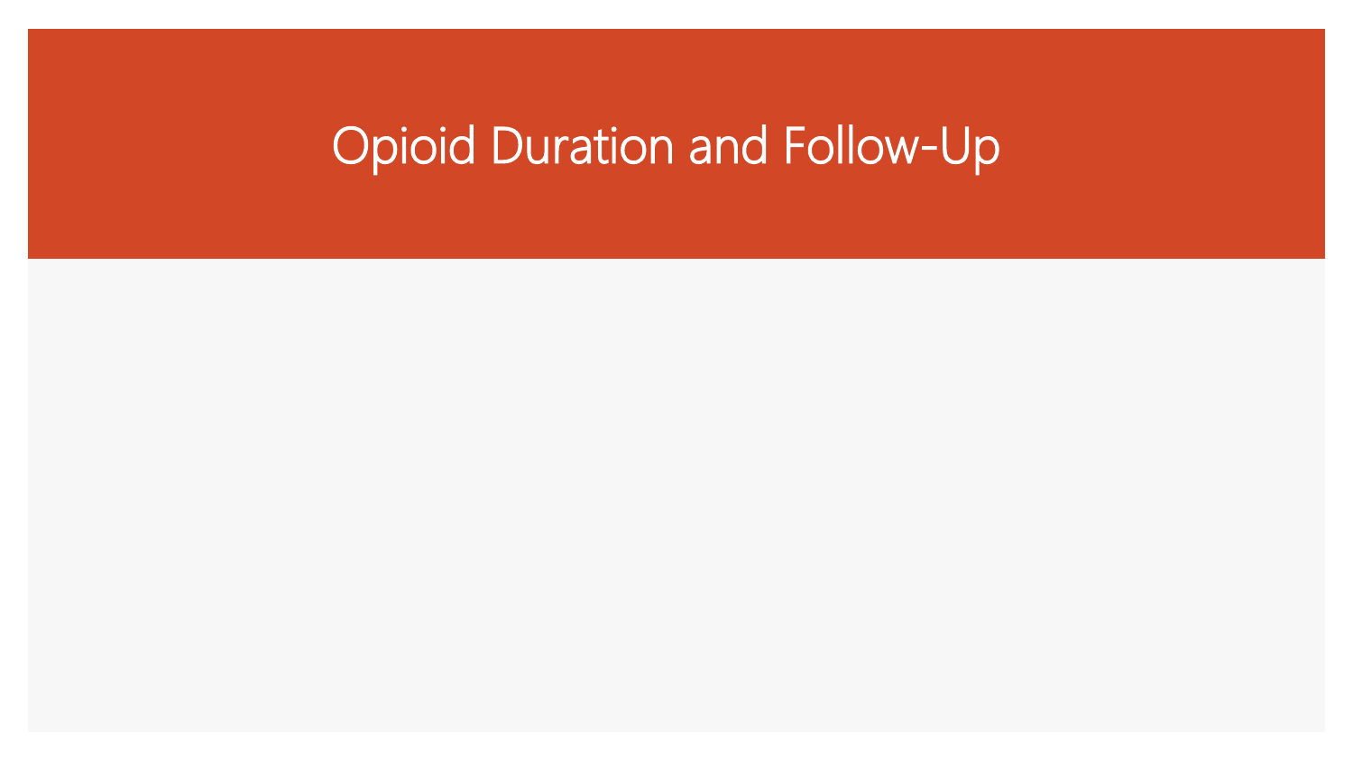# Opioid Duration and Follow-Up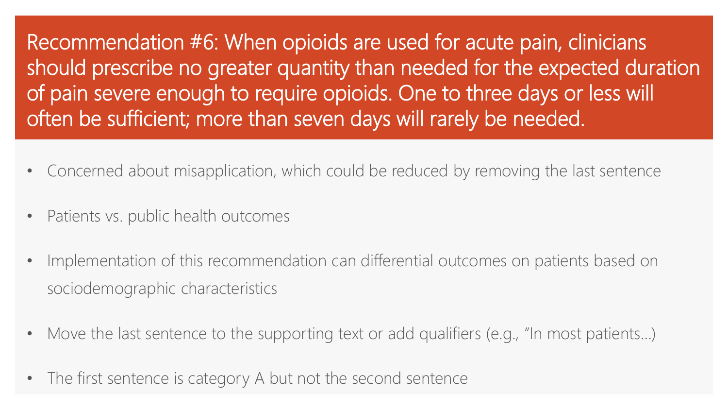## Recommendation #6: When opioids are used for acute pain, clinicians should prescribe no greater quantity than needed for the expected duration of pain severe enough to require opioids. One to three days or less will often be sufficient; more than seven days will rarely be needed.

- Concerned about misapplication, which could be reduced by removing the last sentence
- Patients vs. public health outcomes
- Implementation of this recommendation can differential outcomes on patients based on sociodemographic characteristics
- Move the last sentence to the supporting text or add qualifiers (e.g., "In most patients…)
- The first sentence is category A but not the second sentence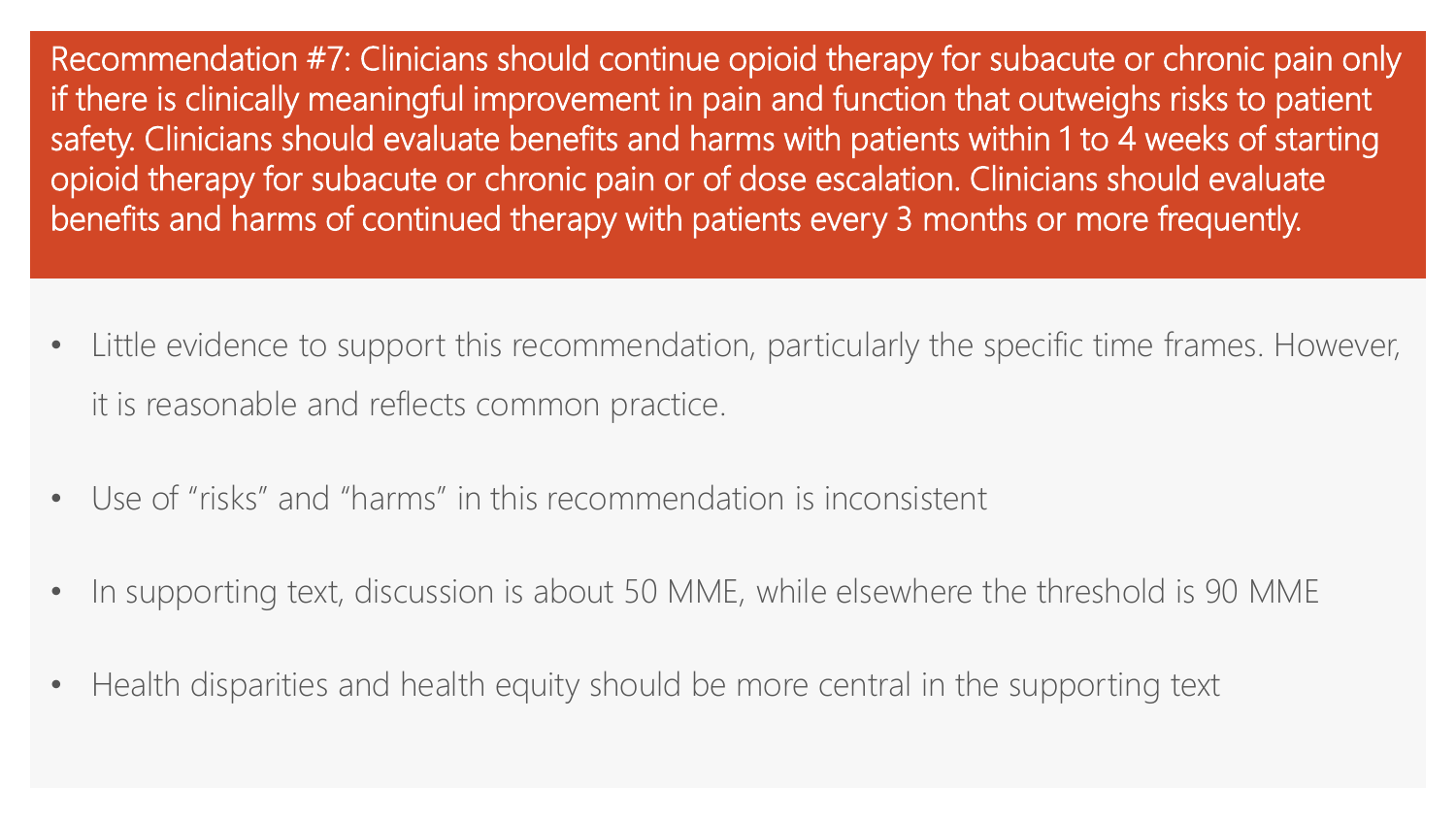## Recommendation #7: Clinicians should continue opioid therapy for subacute or chronic pain only if there is clinically meaningful improvement in pain and function that outweighs risks to patient safety. Clinicians should evaluate benefits and harms with patients within 1 to 4 weeks of starting opioid therapy for subacute or chronic pain or of dose escalation. Clinicians should evaluate benefits and harms of continued therapy with patients every 3 months or more frequently.

- Little evidence to support this recommendation, particularly the specific time frames. However, it is reasonable and reflects common practice.
- Use of “risks” and “harms” in this recommendation is inconsistent
- In supporting text, discussion is about 50 MME, while elsewhere the threshold is 90 MME
- Health disparities and health equity should be more central in the supporting text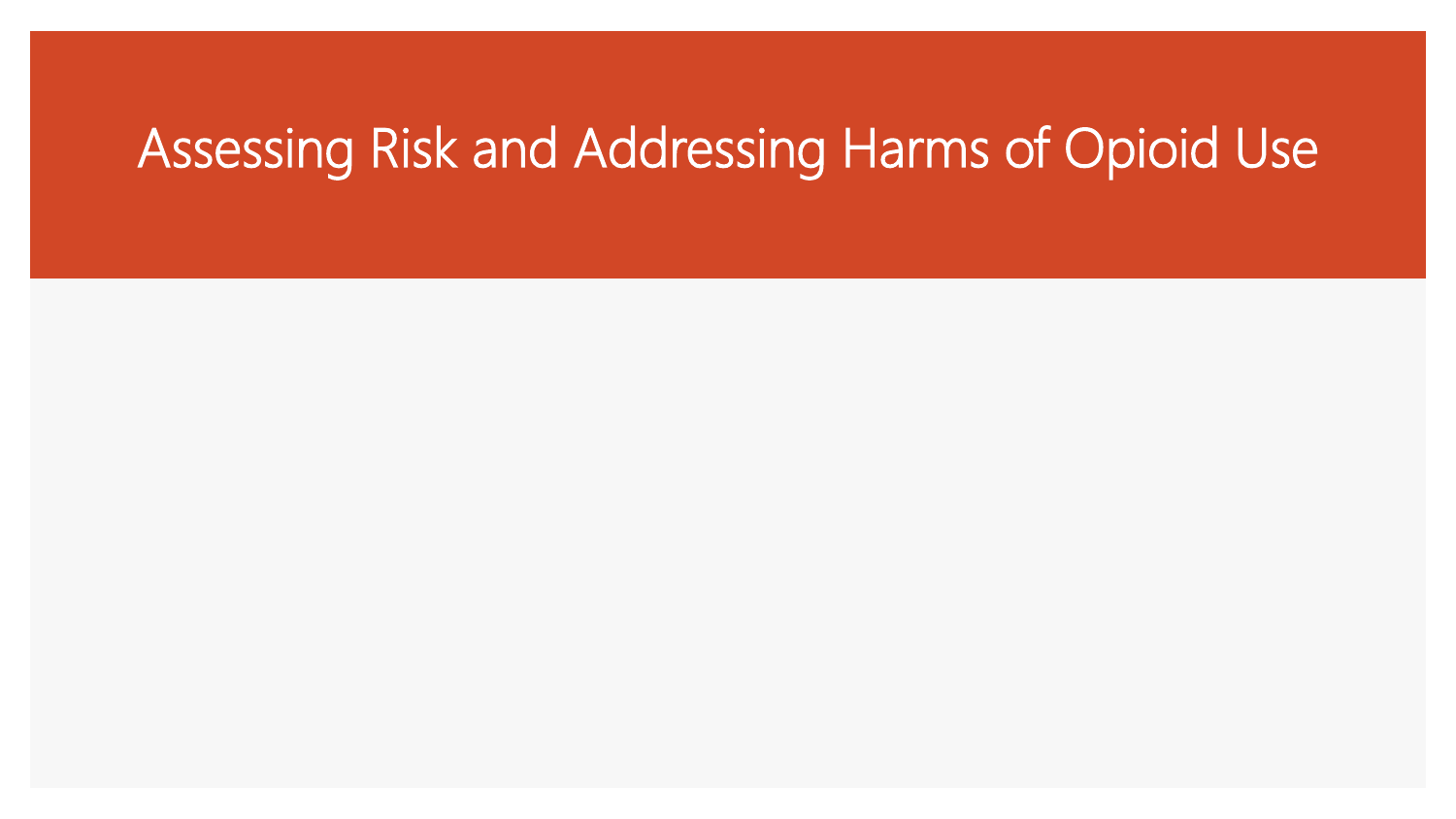# Assessing Risk and Addressing Harms of Opioid Use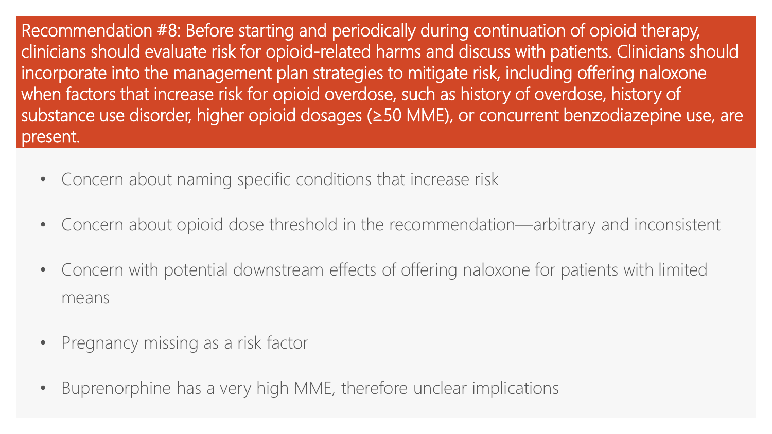**Recommendation #8: Before starting and periodically during continuation of opioid therapy, clinicians should evaluate risk for opioid-related harms and discuss with patients. Clinicians should incorporate into the management plan strategies to mitigate risk, including offering naloxone when factors that increase risk for opioid overdose, such as history of overdose, history of substance use disorder, higher opioid dosages (≥50 MME), or concurrent benzodiazepine use, are present.**

- Concern about naming specific conditions that increase risk
- Concern about opioid dose threshold in the recommendation—arbitrary and inconsistent
- Concern with potential downstream effects of offering naloxone for patients with limited means
- Pregnancy missing as a risk factor
- Buprenorphine has a very high MME, therefore unclear implications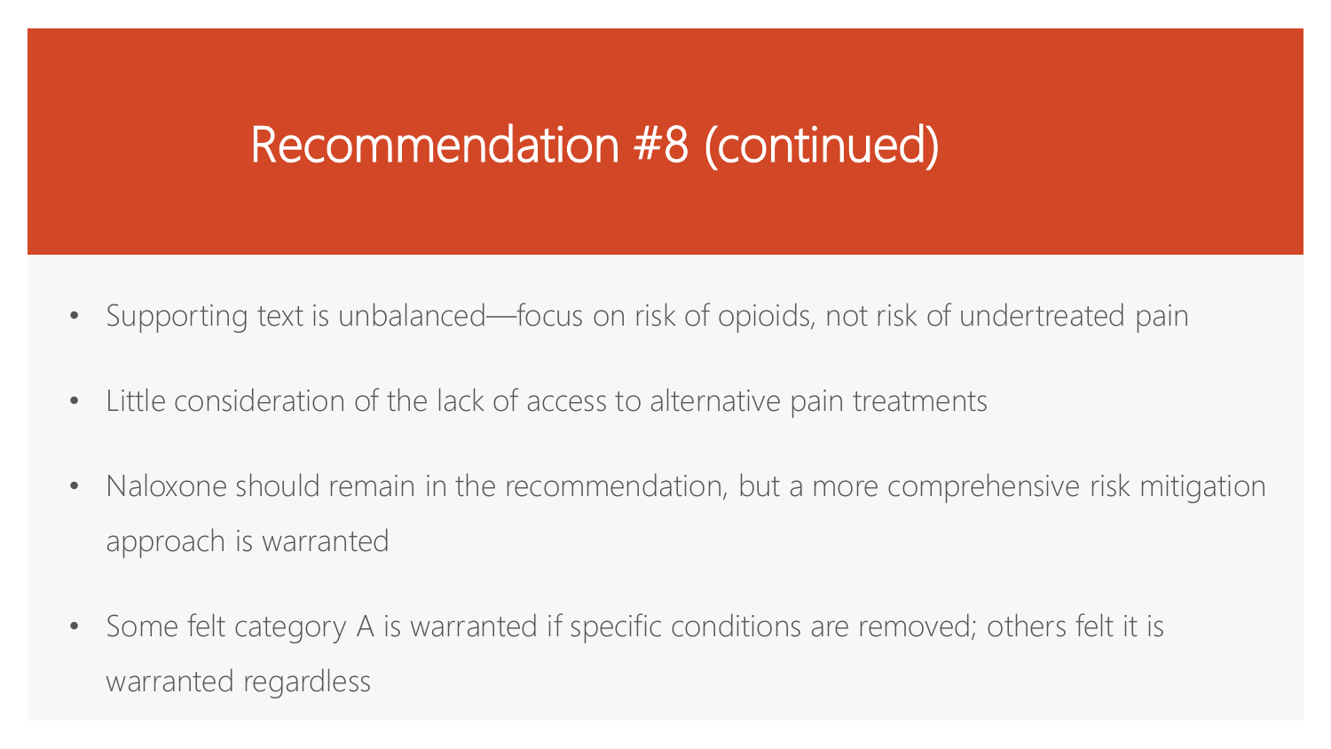# Recommendation #8 (continued)

- Supporting text is unbalanced—focus on risk of opioids, not risk of undertreated pain
- Little consideration of the lack of access to alternative pain treatments
- Naloxone should remain in the recommendation, but a more comprehensive risk mitigation approach is warranted
- Some felt category A is warranted if specific conditions are removed; others felt it is warranted regardless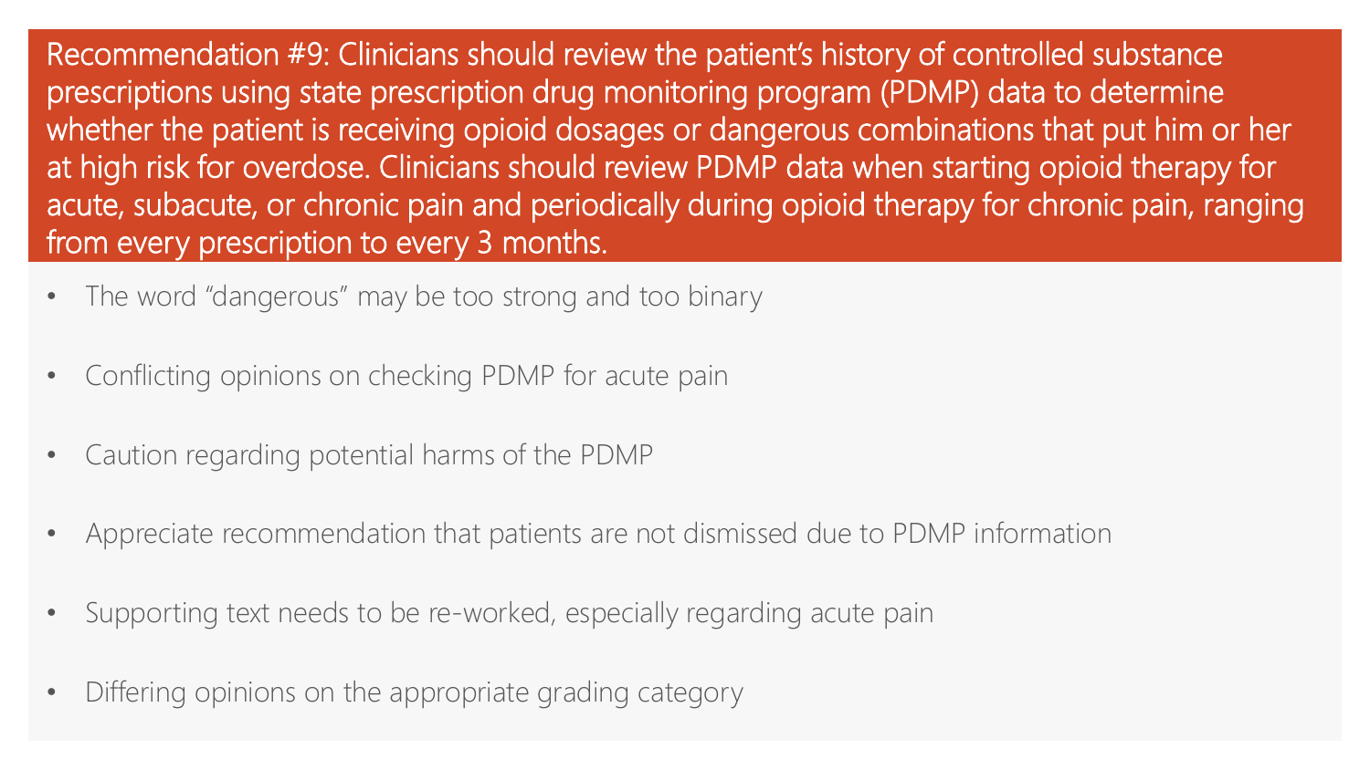## Recommendation #9: Clinicians should review the patient's history of controlled substance prescriptions using state prescription drug monitoring program (PDMP) data to determine whether the patient is receiving opioid dosages or dangerous combinations that put him or her at high risk for overdose. Clinicians should review PDMP data when starting opioid therapy for acute, subacute, or chronic pain and periodically during opioid therapy for chronic pain, ranging from every prescription to every 3 months.

- The word "dangerous" may be too strong and too binary
- Conflicting opinions on checking PDMP for acute pain
- Caution regarding potential harms of the PDMP
- Appreciate recommendation that patients are not dismissed due to PDMP information
- Supporting text needs to be re-worked, especially regarding acute pain
- Differing opinions on the appropriate grading category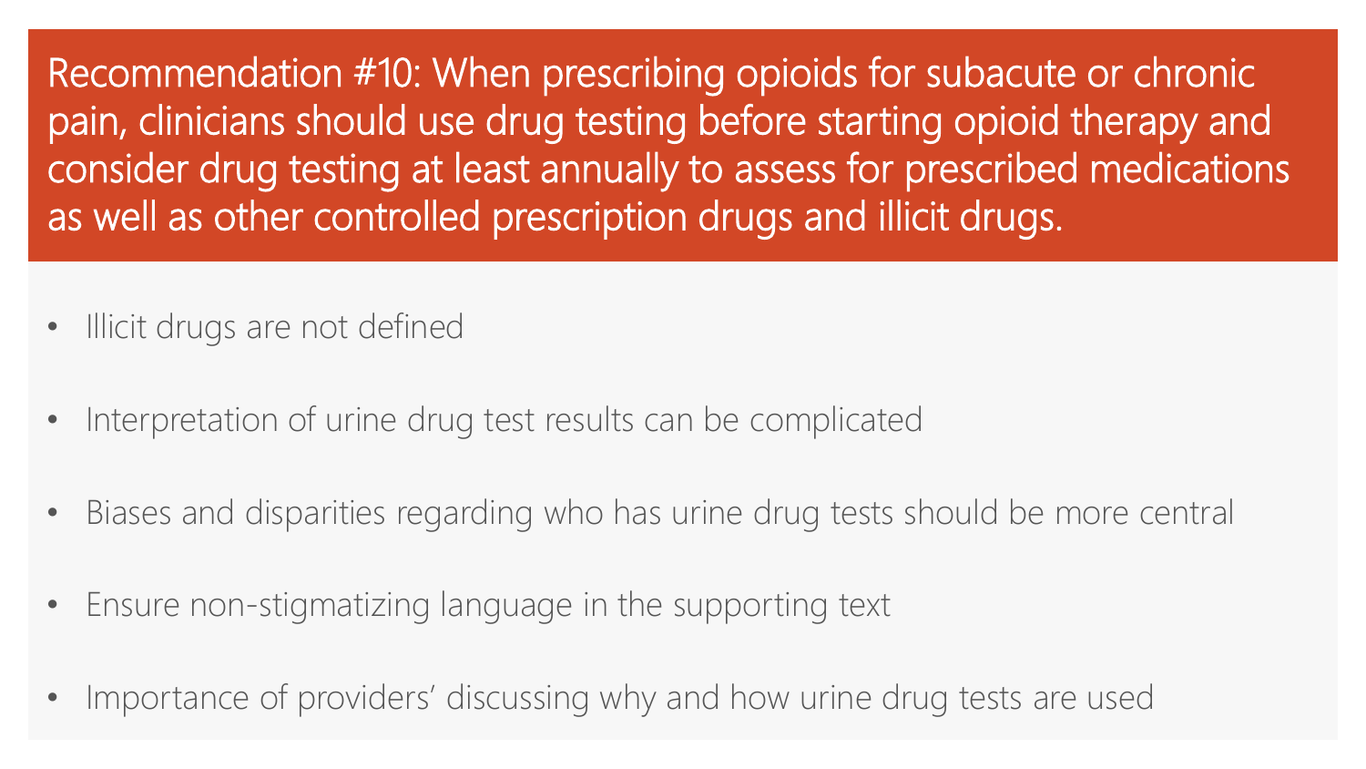## Recommendation #10: When prescribing opioids for subacute or chronic pain, clinicians should use drug testing before starting opioid therapy and consider drug testing at least annually to assess for prescribed medications as well as other controlled prescription drugs and illicit drugs.

- Illicit drugs are not defined
- Interpretation of urine drug test results can be complicated
- Biases and disparities regarding who has urine drug tests should be more central
- Ensure non-stigmatizing language in the supporting text
- Importance of providers' discussing why and how urine drug tests are used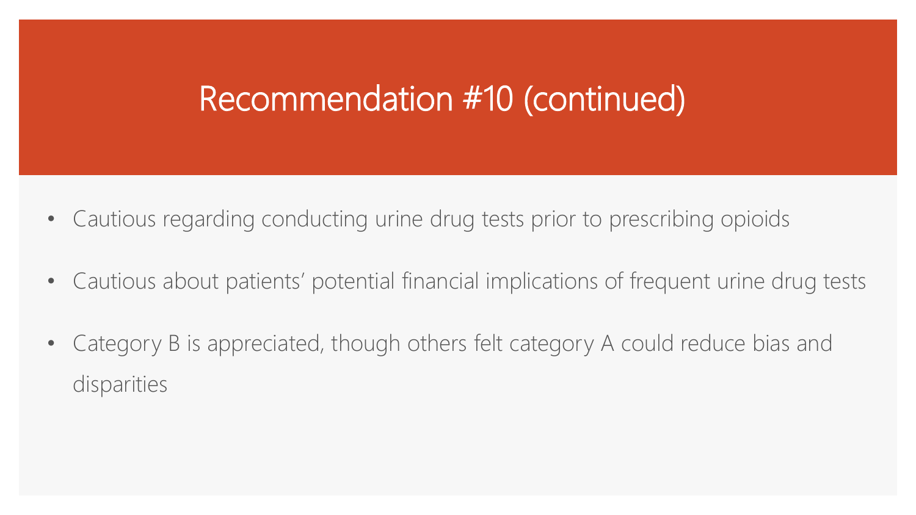# Recommendation #10 (continued)

- Cautious regarding conducting urine drug tests prior to prescribing opioids
- Cautious about patients' potential financial implications of frequent urine drug tests
- Category B is appreciated, though others felt category A could reduce bias and disparities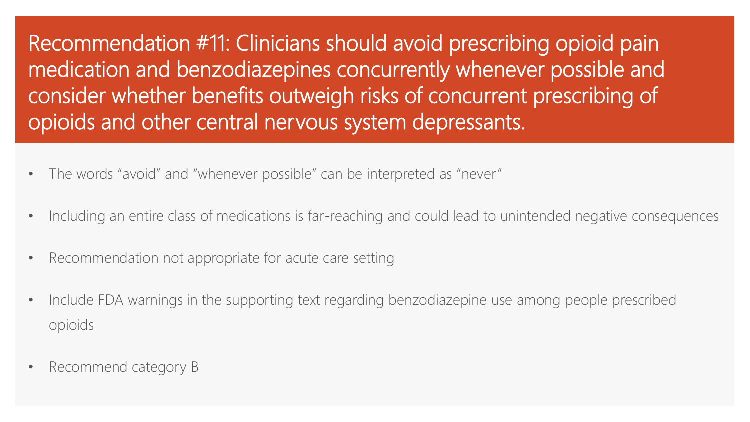# Recommendation #11: Clinicians should avoid prescribing opioid pain medication and benzodiazepines concurrently whenever possible and consider whether benefits outweigh risks of concurrent prescribing of opioids and other central nervous system depressants.

- The words "avoid" and "whenever possible" can be interpreted as "never"
- Including an entire class of medications is far-reaching and could lead to unintended negative consequences
- Recommendation not appropriate for acute care setting
- Include FDA warnings in the supporting text regarding benzodiazepine use among people prescribed opioids
- Recommend category B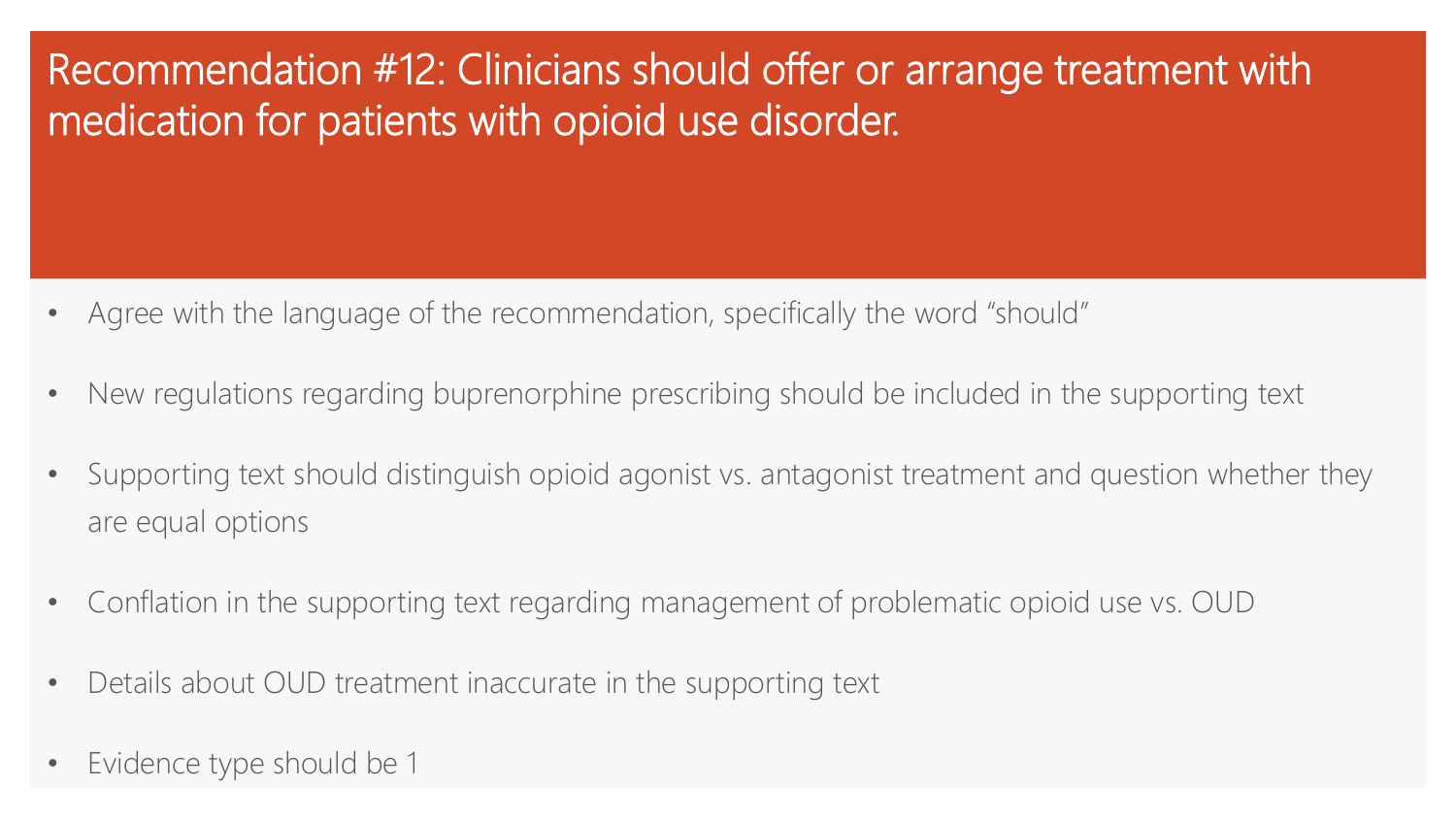# Recommendation #12: Clinicians should offer or arrange treatment with medication for patients with opioid use disorder.

- Agree with the language of the recommendation, specifically the word "should"
- New regulations regarding buprenorphine prescribing should be included in the supporting text
- Supporting text should distinguish opioid agonist vs. antagonist treatment and question whether they are equal options
- Conflation in the supporting text regarding management of problematic opioid use vs. OUD
- Details about OUD treatment inaccurate in the supporting text
- Evidence type should be 1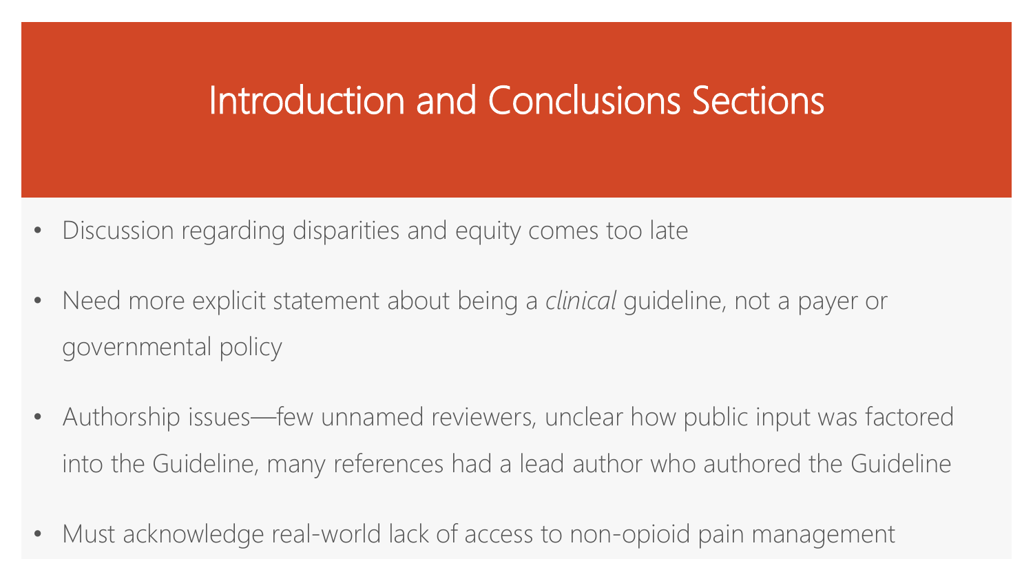# Introduction and Conclusions Sections

- Discussion regarding disparities and equity comes too late
- Need more explicit statement about being a *clinical* guideline, not a payer or governmental policy
- Authorship issues—few unnamed reviewers, unclear how public input was factored into the Guideline, many references had a lead author who authored the Guideline
- Must acknowledge real-world lack of access to non-opioid pain management